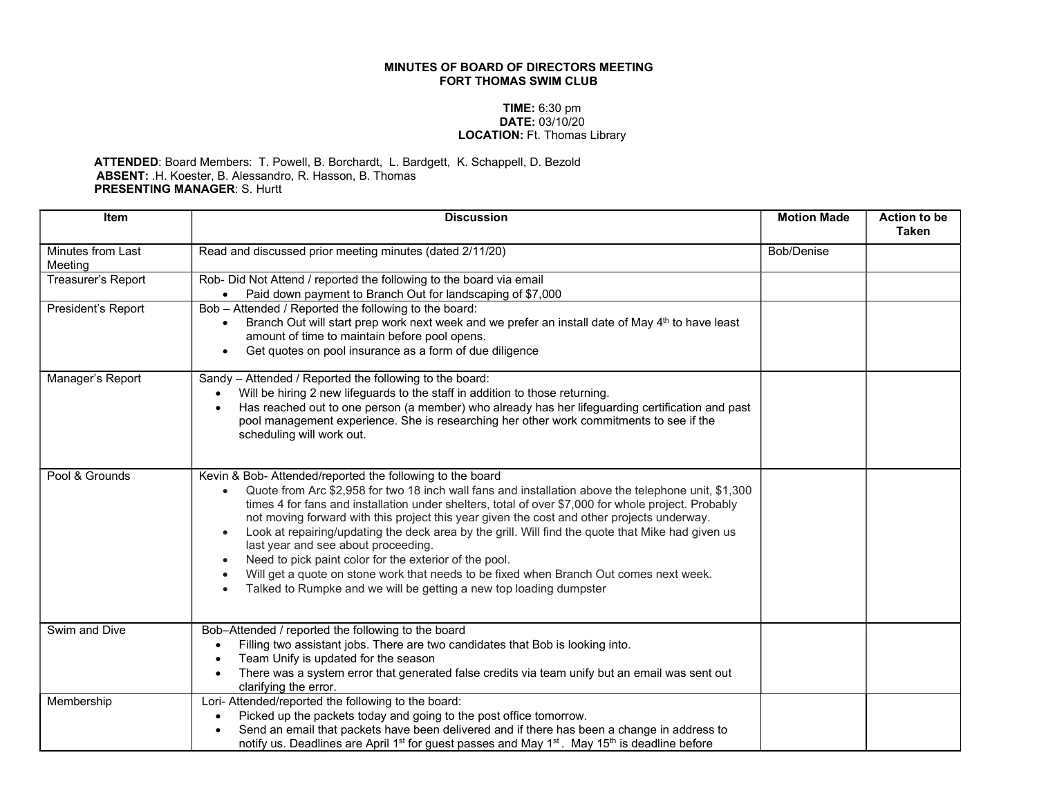**MINUTES OF BOARD OF DIRECTORS MEETING**
**FORT THOMAS SWIM CLUB**

**TIME:** 6:30 pm
**DATE:** 03/10/20
**LOCATION:** Ft. Thomas Library

**ATTENDED**: Board Members: T. Powell, B. Borchardt, L. Bardgett, K. Schappell, D. Bezold
**ABSENT:** .H. Koester, B. Alessandro, R. Hasson, B. Thomas
**PRESENTING MANAGER**: S. Hurtt

| Item | Discussion | Motion Made | Action to be Taken |
|---|---|---|---|
| Minutes from Last Meeting | Read and discussed prior meeting minutes (dated 2/11/20) | Bob/Denise | |
| Treasurer's Report | Rob- Did Not Attend / reported the following to the board via email<br>• Paid down payment to Branch Out for landscaping of $7,000 | | |
| President's Report | Bob – Attended / Reported the following to the board:<br>• Branch Out will start prep work next week and we prefer an install date of May 4th to have least amount of time to maintain before pool opens.<br>• Get quotes on pool insurance as a form of due diligence | | |
| Manager's Report | Sandy – Attended / Reported the following to the board:<br>• Will be hiring 2 new lifeguards to the staff in addition to those returning.<br>• Has reached out to one person (a member) who already has her lifeguarding certification and past pool management experience. She is researching her other work commitments to see if the scheduling will work out. | | |
| Pool & Grounds | Kevin & Bob- Attended/reported the following to the board<br>• Quote from Arc $2,958 for two 18 inch wall fans and installation above the telephone unit, $1,300 times 4 for fans and installation under shelters, total of over $7,000 for whole project. Probably not moving forward with this project this year given the cost and other projects underway.<br>• Look at repairing/updating the deck area by the grill. Will find the quote that Mike had given us last year and see about proceeding.<br>• Need to pick paint color for the exterior of the pool.<br>• Will get a quote on stone work that needs to be fixed when Branch Out comes next week.<br>• Talked to Rumpke and we will be getting a new top loading dumpster | | |
| Swim and Dive | Bob–Attended / reported the following to the board<br>• Filling two assistant jobs. There are two candidates that Bob is looking into.<br>• Team Unify is updated for the season<br>• There was a system error that generated false credits via team unify but an email was sent out clarifying the error. | | |
| Membership | Lori- Attended/reported the following to the board:<br>• Picked up the packets today and going to the post office tomorrow.<br>• Send an email that packets have been delivered and if there has been a change in address to notify us. Deadlines are April 1st for guest passes and May 1st . May 15th is deadline before | | |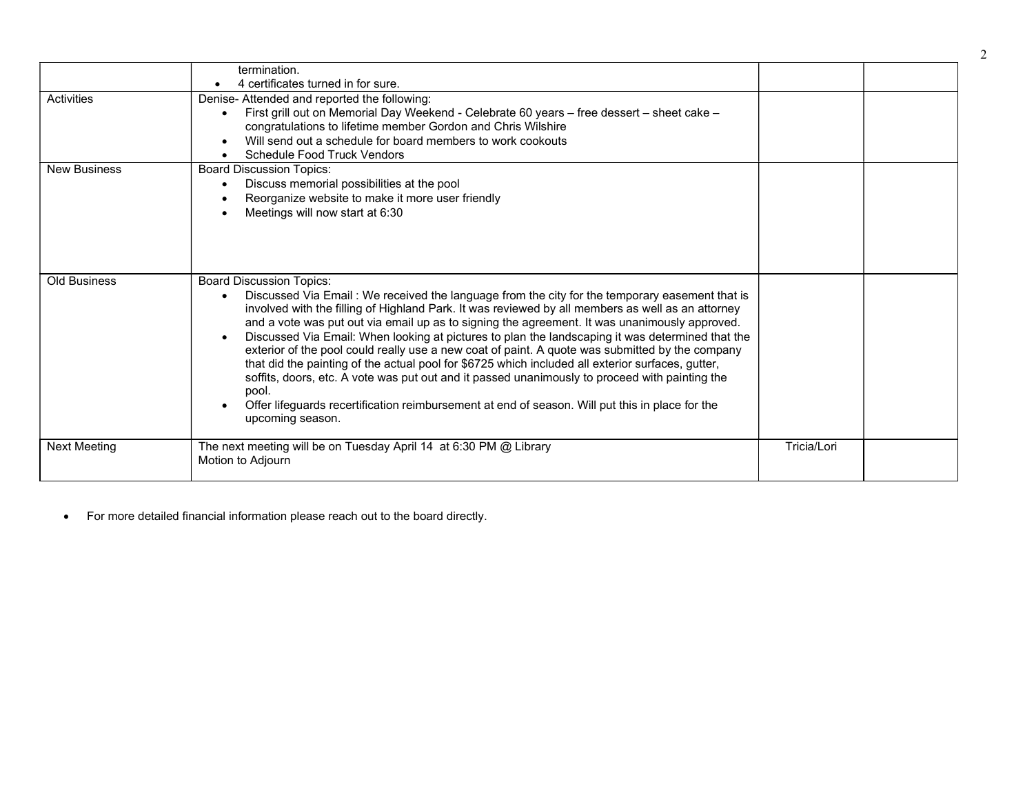| | | | |
|---|---|---|---|
| | termination.<br>• 4 certificates turned in for sure. | | |
| Activities | Denise- Attended and reported the following:<br>• First grill out on Memorial Day Weekend - Celebrate 60 years – free dessert – sheet cake – congratulations to lifetime member Gordon and Chris Wilshire<br>• Will send out a schedule for board members to work cookouts<br>• Schedule Food Truck Vendors | | |
| New Business | Board Discussion Topics:<br>• Discuss memorial possibilities at the pool<br>• Reorganize website to make it more user friendly<br>• Meetings will now start at 6:30 | | |
| Old Business | Board Discussion Topics:<br>• Discussed Via Email : We received the language from the city for the temporary easement that is involved with the filling of Highland Park. It was reviewed by all members as well as an attorney and a vote was put out via email up as to signing the agreement. It was unanimously approved.<br>• Discussed Via Email: When looking at pictures to plan the landscaping it was determined that the exterior of the pool could really use a new coat of paint. A quote was submitted by the company that did the painting of the actual pool for $6725 which included all exterior surfaces, gutter, soffits, doors, etc. A vote was put out and it passed unanimously to proceed with painting the pool.<br>• Offer lifeguards recertification reimbursement at end of season. Will put this in place for the upcoming season. | | |
| Next Meeting | The next meeting will be on Tuesday April 14 at 6:30 PM @ Library<br>Motion to Adjourn | Tricia/Lori | |

- For more detailed financial information please reach out to the board directly.